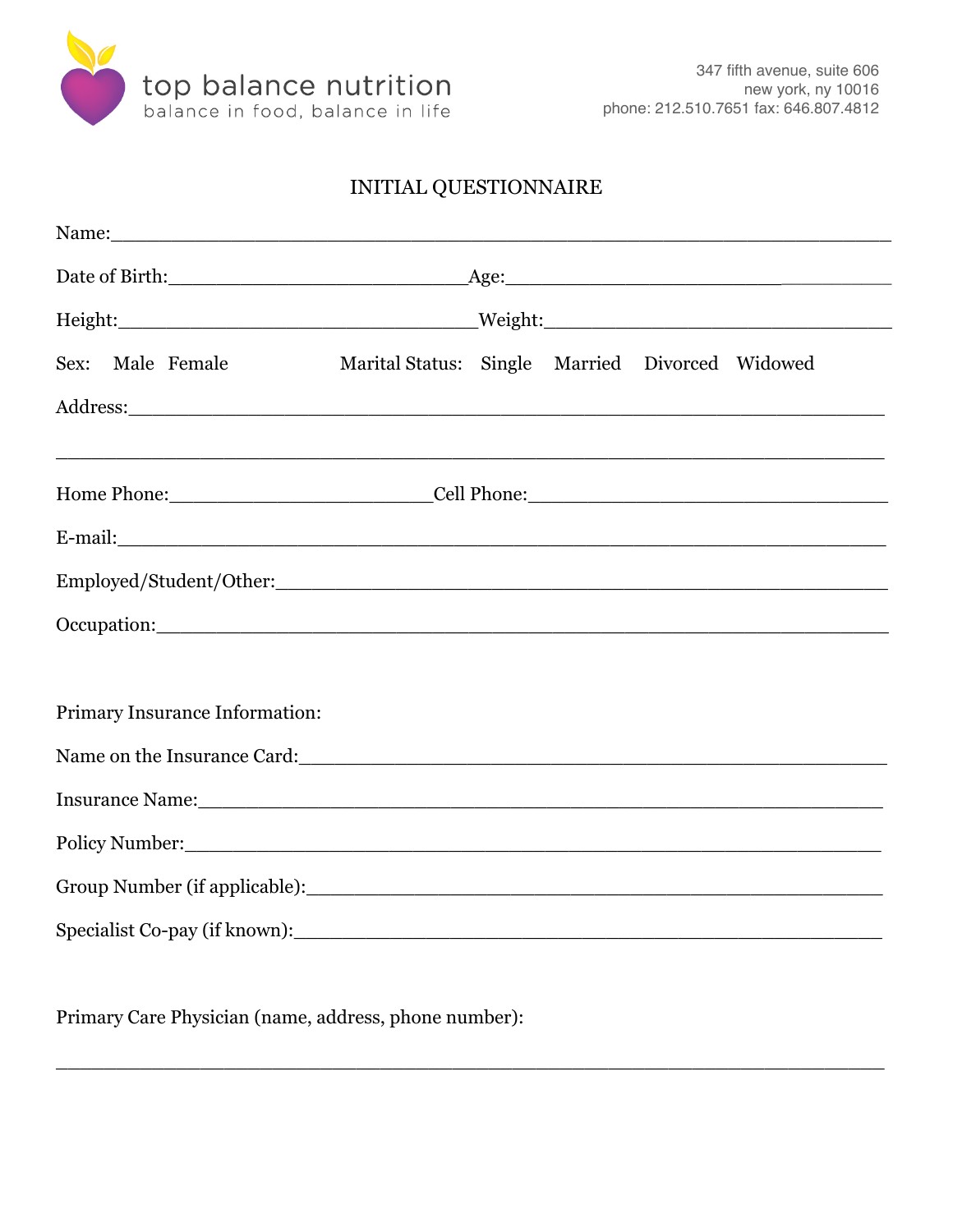top balance nutrition
balance in food, balance in life

347 fifth avenue, suite 606
new york, ny 10016
phone: 212.510.7651 fax: 646.807.4812

# INITIAL QUESTIONNAIRE

Name:___________________________________________________________________

Date of Birth:____________________________Age:___________________________________

Height:_________________________________Weight:_________________________________

Sex: Male Female Marital Status: Single Married Divorced Widowed

Address:_________________________________________________________________

_______________________________________________________________________

Home Phone:_______________________Cell Phone:_________________________________

E-mail:__________________________________________________________________

Employed/Student/Other:___________________________________________________

Occupation:______________________________________________________________

Primary Insurance Information:

Name on the Insurance Card:________________________________________________

Insurance Name:__________________________________________________________

Policy Number:___________________________________________________________

Group Number (if applicable):_______________________________________________

Specialist Co-pay (if known):________________________________________________

Primary Care Physician (name, address, phone number):

_______________________________________________________________________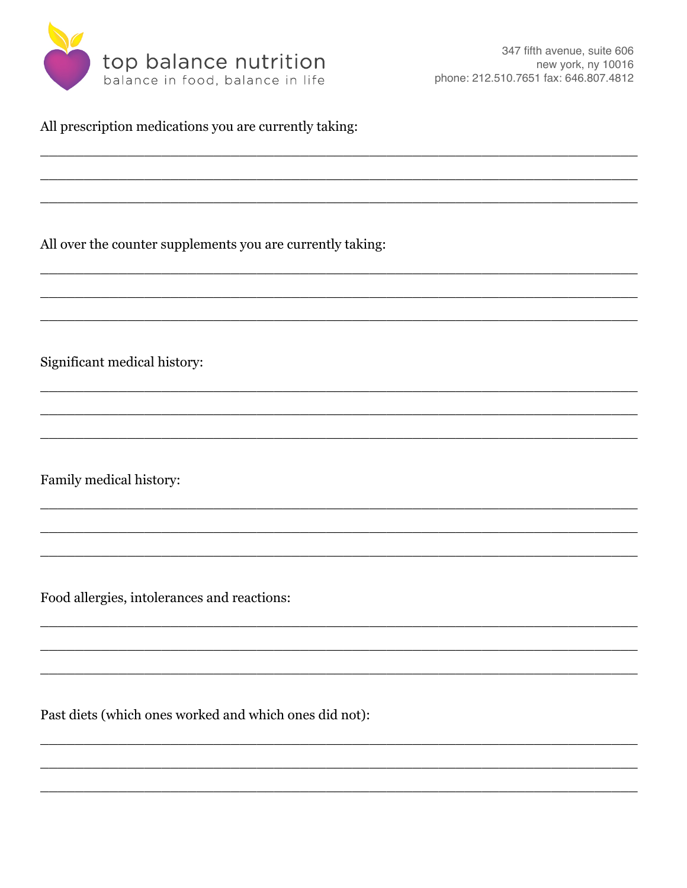top balance nutrition
balance in food, balance in life

347 fifth avenue, suite 606
new york, ny 10016
phone: 212.510.7651 fax: 646.807.4812

All prescription medications you are currently taking:

______________________________________________________________________

______________________________________________________________________

______________________________________________________________________

All over the counter supplements you are currently taking:

______________________________________________________________________

______________________________________________________________________

______________________________________________________________________

Significant medical history:

______________________________________________________________________

______________________________________________________________________

______________________________________________________________________

Family medical history:

______________________________________________________________________

______________________________________________________________________

______________________________________________________________________

Food allergies, intolerances and reactions:

______________________________________________________________________

______________________________________________________________________

______________________________________________________________________

Past diets (which ones worked and which ones did not):

______________________________________________________________________

______________________________________________________________________

______________________________________________________________________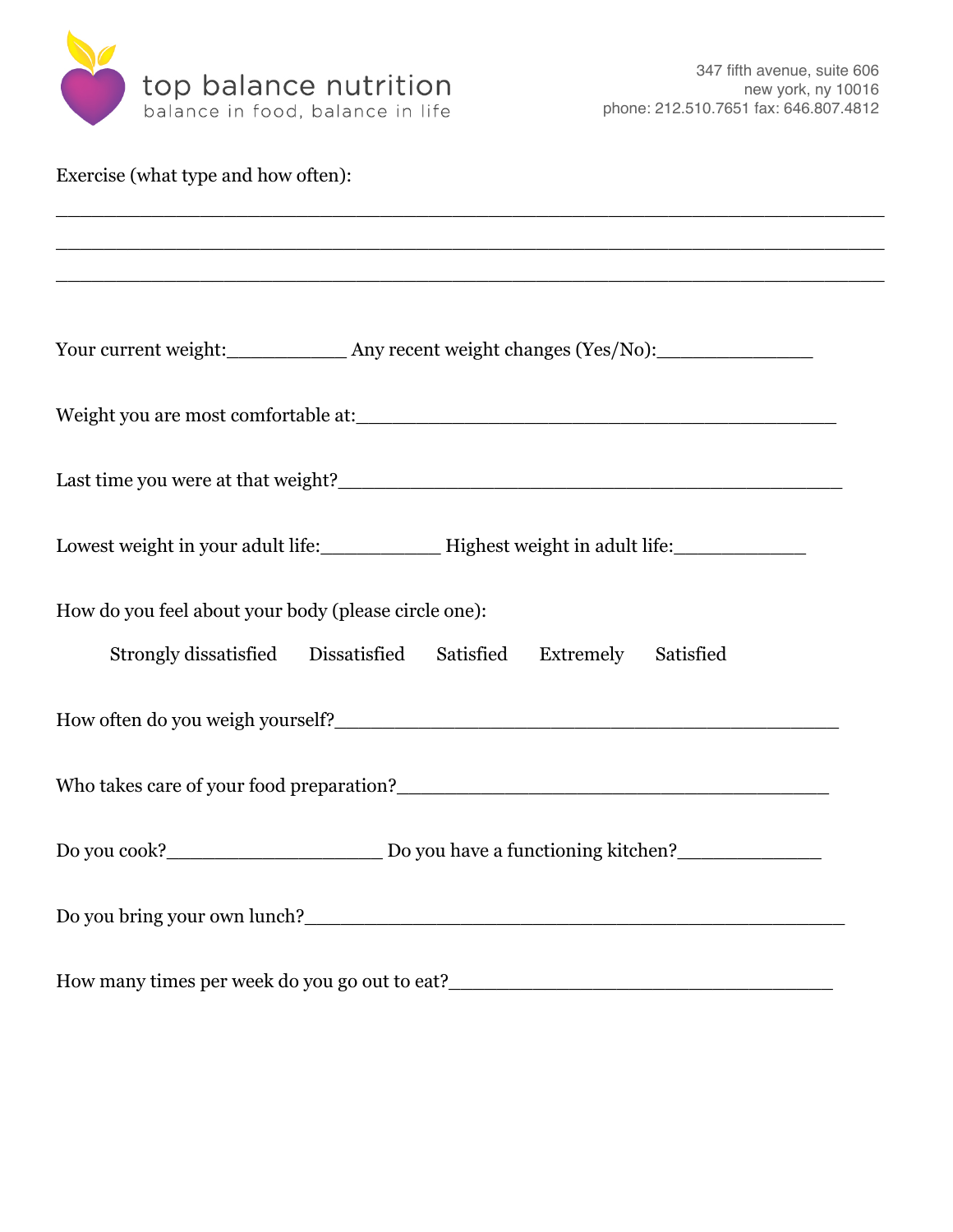Exercise (what type and how often):

\_\_\_\_\_\_\_\_\_\_\_\_\_\_\_\_\_\_\_\_\_\_\_\_\_\_\_\_\_\_\_\_\_\_\_\_\_\_\_\_\_\_\_\_\_\_\_\_\_\_\_\_\_\_\_\_\_\_\_\_\_\_\_\_\_\_\_\_

\_\_\_\_\_\_\_\_\_\_\_\_\_\_\_\_\_\_\_\_\_\_\_\_\_\_\_\_\_\_\_\_\_\_\_\_\_\_\_\_\_\_\_\_\_\_\_\_\_\_\_\_\_\_\_\_\_\_\_\_\_\_\_\_\_\_\_\_

\_\_\_\_\_\_\_\_\_\_\_\_\_\_\_\_\_\_\_\_\_\_\_\_\_\_\_\_\_\_\_\_\_\_\_\_\_\_\_\_\_\_\_\_\_\_\_\_\_\_\_\_\_\_\_\_\_\_\_\_\_\_\_\_\_\_\_\_

Your current weight:\_\_\_\_\_\_\_\_\_\_\_ Any recent weight changes (Yes/No):\_\_\_\_\_\_\_\_\_\_\_\_\_\_

Weight you are most comfortable at:\_\_\_\_\_\_\_\_\_\_\_\_\_\_\_\_\_\_\_\_\_\_\_\_\_\_\_\_\_\_\_\_\_\_\_\_\_\_\_\_\_\_\_

Last time you were at that weight?\_\_\_\_\_\_\_\_\_\_\_\_\_\_\_\_\_\_\_\_\_\_\_\_\_\_\_\_\_\_\_\_\_\_\_\_\_\_\_\_\_\_\_\_

Lowest weight in your adult life:\_\_\_\_\_\_\_\_\_\_\_ Highest weight in adult life:\_\_\_\_\_\_\_\_\_\_\_\_

How do you feel about your body (please circle one):

Strongly dissatisfied     Dissatisfied     Satisfied     Extremely     Satisfied

How often do you weigh yourself?\_\_\_\_\_\_\_\_\_\_\_\_\_\_\_\_\_\_\_\_\_\_\_\_\_\_\_\_\_\_\_\_\_\_\_\_\_\_\_\_\_\_\_\_\_

Who takes care of your food preparation?\_\_\_\_\_\_\_\_\_\_\_\_\_\_\_\_\_\_\_\_\_\_\_\_\_\_\_\_\_\_\_\_\_\_\_\_\_\_\_

Do you cook?\_\_\_\_\_\_\_\_\_\_\_\_\_\_\_\_\_\_\_\_ Do you have a functioning kitchen?\_\_\_\_\_\_\_\_\_\_\_\_\_

Do you bring your own lunch?\_\_\_\_\_\_\_\_\_\_\_\_\_\_\_\_\_\_\_\_\_\_\_\_\_\_\_\_\_\_\_\_\_\_\_\_\_\_\_\_\_\_\_\_\_\_\_\_\_\_

How many times per week do you go out to eat?\_\_\_\_\_\_\_\_\_\_\_\_\_\_\_\_\_\_\_\_\_\_\_\_\_\_\_\_\_\_\_\_\_\_\_\_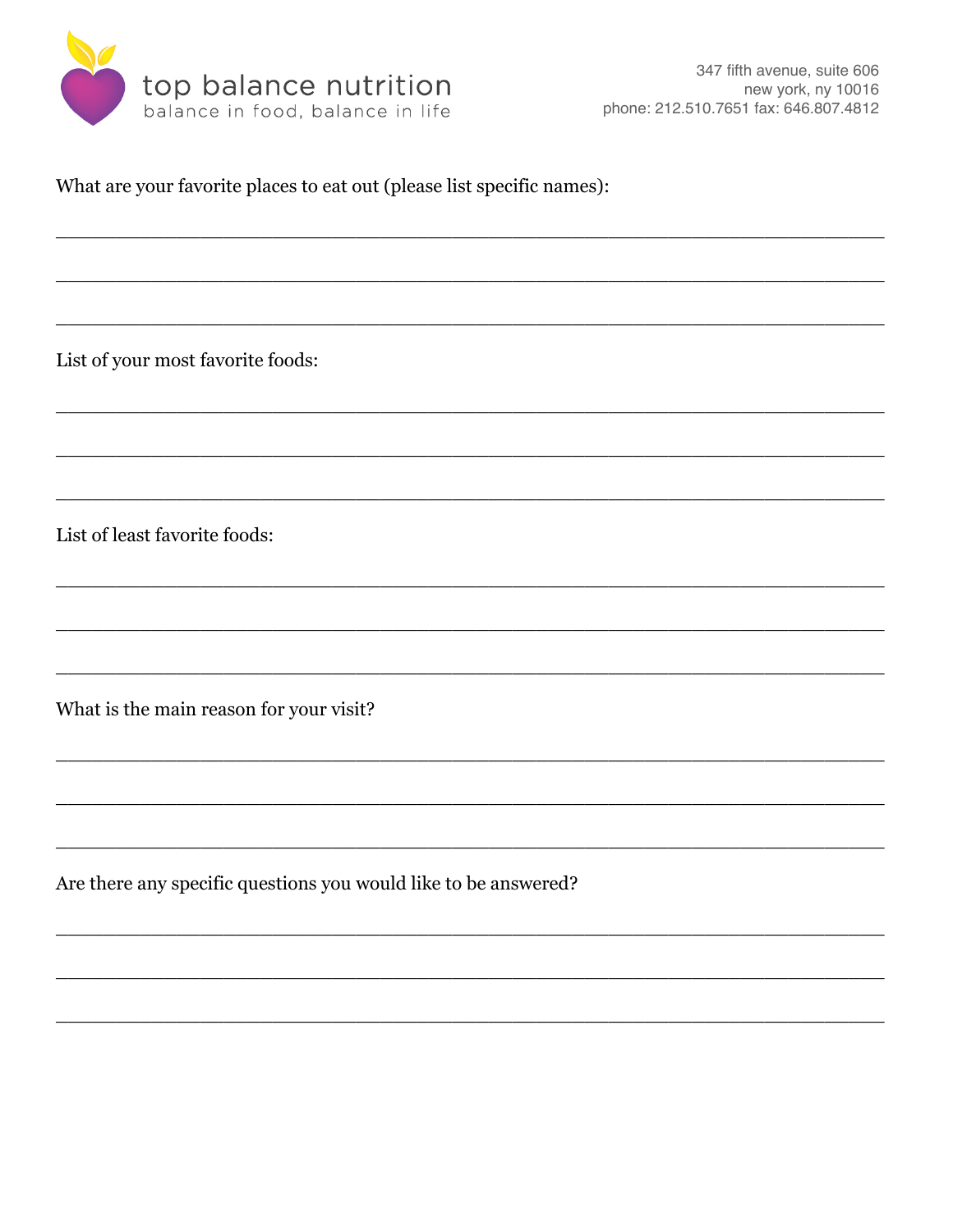top balance nutrition
balance in food, balance in life

347 fifth avenue, suite 606
new york, ny 10016
phone: 212.510.7651 fax: 646.807.4812

What are your favorite places to eat out (please list specific names):

\_\_\_\_\_\_\_\_\_\_\_\_\_\_\_\_\_\_\_\_\_\_\_\_\_\_\_\_\_\_\_\_\_\_\_\_\_\_\_\_\_\_\_\_\_\_\_\_\_\_\_\_\_\_\_\_\_\_\_\_\_\_\_\_\_\_\_\_\_\_\_\_

\_\_\_\_\_\_\_\_\_\_\_\_\_\_\_\_\_\_\_\_\_\_\_\_\_\_\_\_\_\_\_\_\_\_\_\_\_\_\_\_\_\_\_\_\_\_\_\_\_\_\_\_\_\_\_\_\_\_\_\_\_\_\_\_\_\_\_\_\_\_\_\_

\_\_\_\_\_\_\_\_\_\_\_\_\_\_\_\_\_\_\_\_\_\_\_\_\_\_\_\_\_\_\_\_\_\_\_\_\_\_\_\_\_\_\_\_\_\_\_\_\_\_\_\_\_\_\_\_\_\_\_\_\_\_\_\_\_\_\_\_\_\_\_\_

List of your most favorite foods:

\_\_\_\_\_\_\_\_\_\_\_\_\_\_\_\_\_\_\_\_\_\_\_\_\_\_\_\_\_\_\_\_\_\_\_\_\_\_\_\_\_\_\_\_\_\_\_\_\_\_\_\_\_\_\_\_\_\_\_\_\_\_\_\_\_\_\_\_\_\_\_\_

\_\_\_\_\_\_\_\_\_\_\_\_\_\_\_\_\_\_\_\_\_\_\_\_\_\_\_\_\_\_\_\_\_\_\_\_\_\_\_\_\_\_\_\_\_\_\_\_\_\_\_\_\_\_\_\_\_\_\_\_\_\_\_\_\_\_\_\_\_\_\_\_

\_\_\_\_\_\_\_\_\_\_\_\_\_\_\_\_\_\_\_\_\_\_\_\_\_\_\_\_\_\_\_\_\_\_\_\_\_\_\_\_\_\_\_\_\_\_\_\_\_\_\_\_\_\_\_\_\_\_\_\_\_\_\_\_\_\_\_\_\_\_\_\_

List of least favorite foods:

\_\_\_\_\_\_\_\_\_\_\_\_\_\_\_\_\_\_\_\_\_\_\_\_\_\_\_\_\_\_\_\_\_\_\_\_\_\_\_\_\_\_\_\_\_\_\_\_\_\_\_\_\_\_\_\_\_\_\_\_\_\_\_\_\_\_\_\_\_\_\_\_

\_\_\_\_\_\_\_\_\_\_\_\_\_\_\_\_\_\_\_\_\_\_\_\_\_\_\_\_\_\_\_\_\_\_\_\_\_\_\_\_\_\_\_\_\_\_\_\_\_\_\_\_\_\_\_\_\_\_\_\_\_\_\_\_\_\_\_\_\_\_\_\_

\_\_\_\_\_\_\_\_\_\_\_\_\_\_\_\_\_\_\_\_\_\_\_\_\_\_\_\_\_\_\_\_\_\_\_\_\_\_\_\_\_\_\_\_\_\_\_\_\_\_\_\_\_\_\_\_\_\_\_\_\_\_\_\_\_\_\_\_\_\_\_\_

What is the main reason for your visit?

\_\_\_\_\_\_\_\_\_\_\_\_\_\_\_\_\_\_\_\_\_\_\_\_\_\_\_\_\_\_\_\_\_\_\_\_\_\_\_\_\_\_\_\_\_\_\_\_\_\_\_\_\_\_\_\_\_\_\_\_\_\_\_\_\_\_\_\_\_\_\_\_

\_\_\_\_\_\_\_\_\_\_\_\_\_\_\_\_\_\_\_\_\_\_\_\_\_\_\_\_\_\_\_\_\_\_\_\_\_\_\_\_\_\_\_\_\_\_\_\_\_\_\_\_\_\_\_\_\_\_\_\_\_\_\_\_\_\_\_\_\_\_\_\_

\_\_\_\_\_\_\_\_\_\_\_\_\_\_\_\_\_\_\_\_\_\_\_\_\_\_\_\_\_\_\_\_\_\_\_\_\_\_\_\_\_\_\_\_\_\_\_\_\_\_\_\_\_\_\_\_\_\_\_\_\_\_\_\_\_\_\_\_\_\_\_\_

Are there any specific questions you would like to be answered?

\_\_\_\_\_\_\_\_\_\_\_\_\_\_\_\_\_\_\_\_\_\_\_\_\_\_\_\_\_\_\_\_\_\_\_\_\_\_\_\_\_\_\_\_\_\_\_\_\_\_\_\_\_\_\_\_\_\_\_\_\_\_\_\_\_\_\_\_\_\_\_\_

\_\_\_\_\_\_\_\_\_\_\_\_\_\_\_\_\_\_\_\_\_\_\_\_\_\_\_\_\_\_\_\_\_\_\_\_\_\_\_\_\_\_\_\_\_\_\_\_\_\_\_\_\_\_\_\_\_\_\_\_\_\_\_\_\_\_\_\_\_\_\_\_

\_\_\_\_\_\_\_\_\_\_\_\_\_\_\_\_\_\_\_\_\_\_\_\_\_\_\_\_\_\_\_\_\_\_\_\_\_\_\_\_\_\_\_\_\_\_\_\_\_\_\_\_\_\_\_\_\_\_\_\_\_\_\_\_\_\_\_\_\_\_\_\_